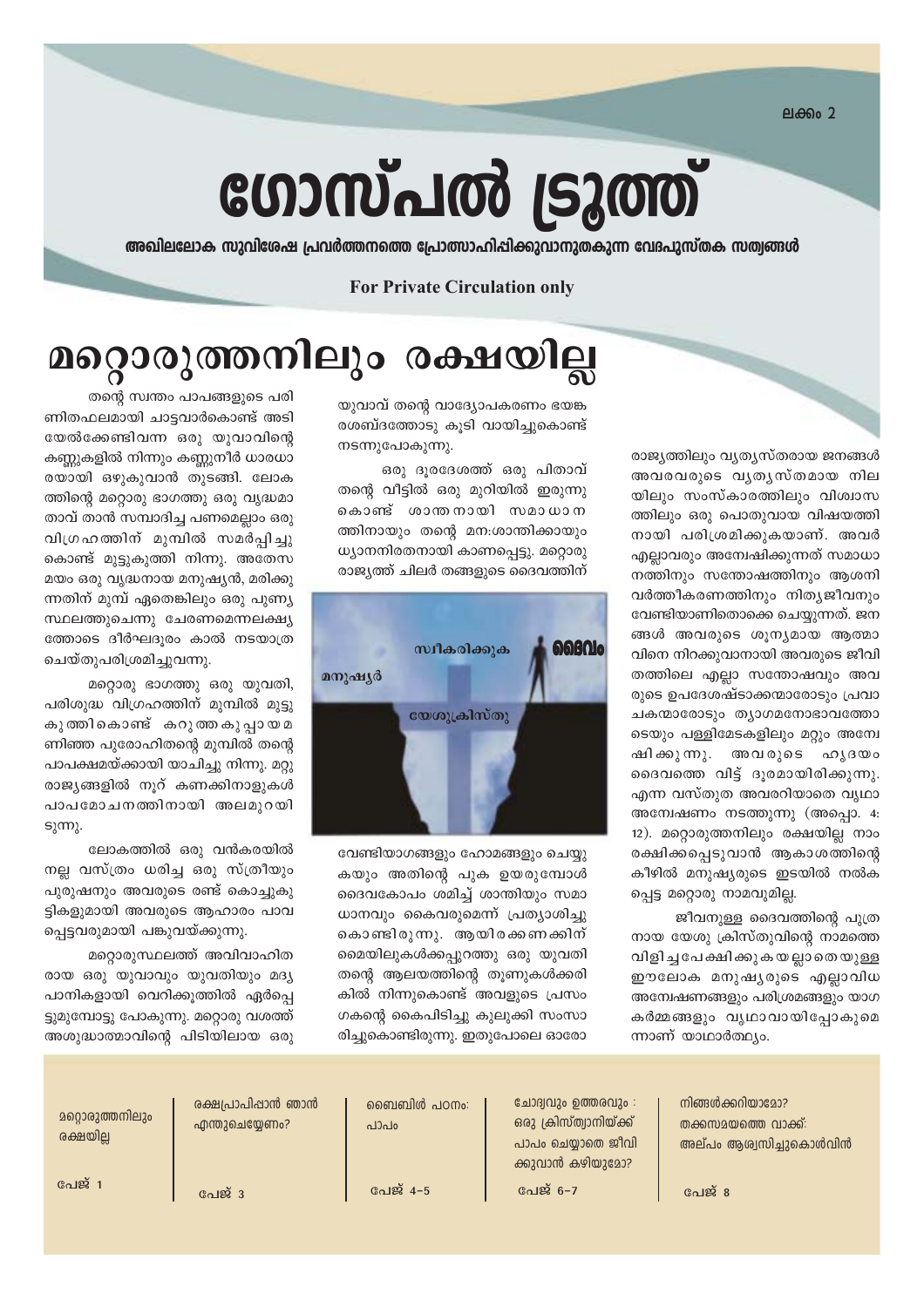ലക്കം 2

# ഗോസ്പൽ ട്രൂത്ത്

**അഖിലലോക സുവിശേഷ പ്രവർത്തനത്തെ പ്രോത്സാഹിപ്പിക്കുവാനുതകുന്ന വേദപുസ്തക സത്യങ്ങൾ**

**For Private Circulation only**

## മറ്റൊരുത്തനിലും രക്ഷയില്ല

തന്റെ സ്വന്തം പാപങ്ങളുടെ പരിണിതഫലമായി ചാട്ടവാർകൊണ്ട് അടിയേൽക്കേണ്ടിവന്ന ഒരു യുവാവിന്റെ കണ്ണുകളിൽ നിന്നും കണ്ണുനീർ ധാരധാരയായി ഒഴുകുവാൻ തുടങ്ങി. ലോകത്തിന്റെ മറ്റൊരു ഭാഗത്തു ഒരു വൃദ്ധമാതാവ് താൻ സമ്പാദിച്ച പണമെല്ലാം ഒരു വിഗ്രഹത്തിന് മുമ്പിൽ സമർപ്പിച്ചുകൊണ്ട് മുട്ടുകുത്തി നിന്നു. അതേസമയം ഒരു വൃദ്ധനായ മനുഷ്യൻ, മരിക്കുന്നതിന് മുമ്പ് ഏതെങ്കിലും ഒരു പുണ്യസ്ഥലത്തുചെന്നു ചേരണമെന്നലക്ഷ്യത്തോടെ ദീർഘദൂരം കാൽ നടയാത്ര ചെയ്തുപരിശ്രമിച്ചുവന്നു.

മറ്റൊരു ഭാഗത്തു ഒരു യുവതി, പരിശുദ്ധ വിഗ്രഹത്തിന് മുമ്പിൽ മുട്ടുകുത്തികൊണ്ട് കറുത്ത കുപ്പായമണിഞ്ഞ പുരോഹിതന്റെ മുമ്പിൽ തന്റെ പാപക്ഷമയ്ക്കായി യാചിച്ചു നിന്നു. മറ്റു രാജ്യങ്ങളിൽ നൂറ് കണക്കിനാളുകൾ പാപമോചനത്തിനായി അലമുറയിടുന്നു.

ലോകത്തിൽ ഒരു വൻകരയിൽ നല്ല വസ്ത്രം ധരിച്ച ഒരു സ്ത്രീയും പുരുഷനും അവരുടെ രണ്ട് കൊച്ചുകുട്ടികളുമായി അവരുടെ ആഹാരം പാവപ്പെട്ടവരുമായി പങ്കുവയ്ക്കുന്നു.

മറ്റൊരുസ്ഥലത്ത് അവിവാഹിതരായ ഒരു യുവാവും യുവതിയും മദ്യപാനികളായി വെറിക്കൂത്തിൽ ഏർപ്പെട്ടുമുമ്പോട്ടു പോകുന്നു. മറ്റൊരു വശത്ത് അശുദ്ധാത്മാവിന്റെ പിടിയിലായ ഒരു യുവാവ് തന്റെ വാദ്യോപകരണം ഭയങ്കരശബ്ദത്തോടു കൂടി വായിച്ചുകൊണ്ട് നടന്നുപോകുന്നു.

ഒരു ദൂരദേശത്ത് ഒരു പിതാവ് തന്റെ വീട്ടിൽ ഒരു മുറിയിൽ ഇരുന്നുകൊണ്ട് ശാന്തനായി സമാധാനത്തിനായും തന്റെ മന:ശാന്തിക്കായും ധ്യാനനിരതനായി കാണപ്പെട്ടു. മറ്റൊരു രാജ്യത്ത് ചിലർ തങ്ങളുടെ ദൈവത്തിന്

ദൈവം
സ്വീകരിക്കുക
മനുഷ്യർ
യേശുക്രിസ്തു

വേണ്ടിയാഗങ്ങളും ഹോമങ്ങളും ചെയ്യുകയും അതിന്റെ പുക ഉയരുമ്പോൾ ദൈവകോപം ശമിച്ച് ശാന്തിയും സമാധാനവും കൈവരുമെന്ന് പ്രത്യാശിച്ചുകൊണ്ടിരുന്നു. ആയിരക്കണക്കിന് മൈയിലുകൾക്കപ്പുറത്തു ഒരു യുവതി തന്റെ ആലയത്തിന്റെ തൂണുകൾക്കരികിൽ നിന്നുകൊണ്ട് അവളുടെ പ്രസംഗകന്റെ കൈപിടിച്ചു കുലുക്കി സംസാരിച്ചുകൊണ്ടിരുന്നു. ഇതുപോലെ ഓരോ രാജ്യത്തിലും വ്യത്യസ്തരായ ജനങ്ങൾ അവരവരുടെ വ്യത്യസ്തമായ നിലയിലും സംസ്കാരത്തിലും വിശ്വാസത്തിലും ഒരു പൊതുവായ വിഷയത്തിനായി പരിശ്രമിക്കുകയാണ്. അവർ എല്ലാവരും അന്വേഷിക്കുന്നത് സമാധാനത്തിനും സന്തോഷത്തിനും ആശനിവർത്തീകരണത്തിനും നിത്യജീവനും വേണ്ടിയാണിതൊക്കെ ചെയ്യുന്നത്. ജനങ്ങൾ അവരുടെ ശൂന്യമായ ആത്മാവിനെ നിറക്കുവാനായി അവരുടെ ജീവിതത്തിലെ എല്ലാ സന്തോഷവും അവരുടെ ഉപദേശഷ്ടാക്കന്മാരോടും പ്രവാചകന്മാരോടും ത്യാഗമനോഭാവത്തോടെയും പള്ളിമേടകളിലും മറ്റും അന്വേഷിക്കുന്നു. അവരുടെ ഹൃദയം ദൈവത്തെ വിട്ട് ദൂരമായിരിക്കുന്നു. എന്ന വസ്തുത അവരറിയാതെ വൃഥാ അന്വേഷണം നടത്തുന്നു (അപ്പൊ. 4: 12). മറ്റൊരുത്തനിലും രക്ഷയില്ല നാം രക്ഷിക്കപ്പെടുവാൻ ആകാശത്തിന്റെ കീഴിൽ മനുഷ്യരുടെ ഇടയിൽ നൽകപ്പെട്ട മറ്റൊരു നാമവുമില്ല.

ജീവനുള്ള ദൈവത്തിന്റെ പുത്രനായ യേശു ക്രിസ്തുവിന്റെ നാമത്തെ വിളിച്ചപേക്ഷിക്കുകയല്ലാതെയുള്ള ഈലോക മനുഷ്യരുടെ എല്ലാവിധ അന്വേഷണങ്ങളും പരിശ്രമങ്ങളും യാഗകർമ്മങ്ങളും വൃഥാവായിപ്പോകുമെന്നാണ് യാഥാർത്ഥ്യം.

| മറ്റൊരുത്തനിലും രക്ഷയില്ല | രക്ഷപ്രാപിപ്പാൻ ഞാൻ എന്തുചെയ്യേണം? | ബൈബിൾ പഠനം: പാപം | ചോദ്യവും ഉത്തരവും : ഒരു ക്രിസ്ത്യാനിയ്ക്ക് പാപം ചെയ്യാതെ ജീവിക്കുവാൻ കഴിയുമോ? | നിങ്ങൾക്കറിയാമോ? തക്കസമയത്തെ വാക്ക്: അല്പം ആശ്വസിച്ചുകൊൾവിൻ |
| --- | --- | --- | --- | --- |
| പേജ് 1 | പേജ് 3 | പേജ് 4-5 | പേജ് 6-7 | പേജ് 8 |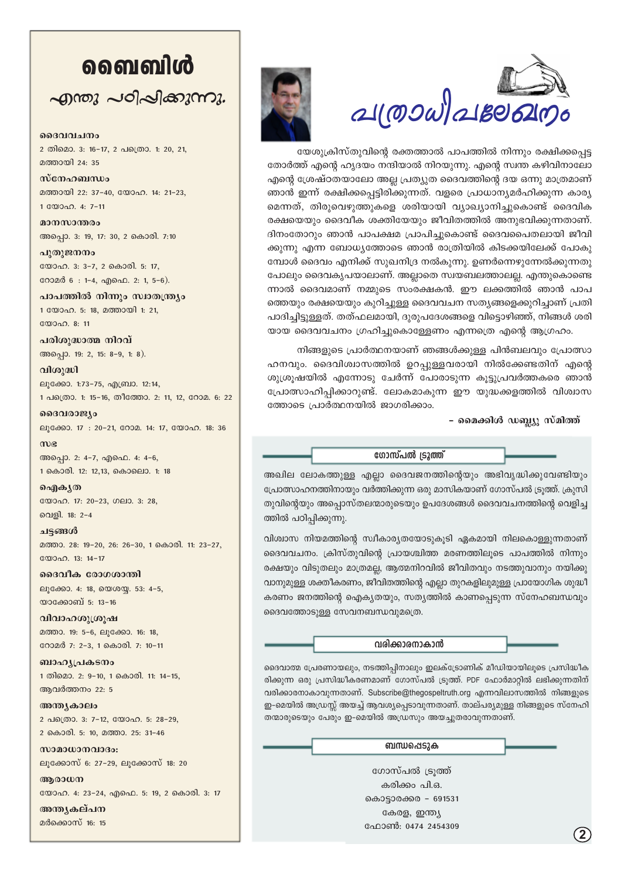# ബൈബിൾ

## എന്തു പഠിപ്പിക്കുന്നു.

**ദൈവവചനം**
2 തിമൊ. 3: 16-17, 2 പത്രൊ. 1: 20, 21, മത്തായി 24: 35

**സ്നേഹബന്ധം**
മത്തായി 22: 37-40, യോഹ. 14: 21-23, 1 യോഹ. 4: 7-11

**മാനസാന്തരം**
അപ്പൊ. 3: 19, 17: 30, 2 കൊരി. 7:10

**പുതുജനനം**
യോഹ. 3: 3-7, 2 കൊരി. 5: 17, റോമർ 6 : 1-4, എഫെ. 2: 1, 5-6).

**പാപത്തിൽ നിന്നും സ്വാതന്ത്ര്യം**
1 യോഹ. 5: 18, മത്തായി 1: 21, യോഹ. 8: 11

**പരിശുദ്ധാത്മ നിറവ്**
അപ്പൊ. 19: 2, 15: 8-9, 1: 8).

**വിശുദ്ധി**
ലൂക്കോ. 1:73-75, എബ്രാ. 12:14, 1 പത്രൊ. 1: 15-16, തീത്തോ. 2: 11, 12, റോമ. 6: 22

**ദൈവരാജ്യം**
ലൂക്കോ. 17 : 20-21, റോമ. 14: 17, യോഹ. 18: 36

**സഭ**
അപ്പൊ. 2: 4-7, എഫെ. 4: 4-6, 1 കൊരി. 12: 12,13, കൊലൊ. 1: 18

**ഐക്യത**
യോഹ. 17: 20-23, ഗലാ. 3: 28, വെളി. 18: 2-4

**ചട്ടങ്ങൾ**
മത്താ. 28: 19-20, 26: 26-30, 1 കൊരി. 11: 23-27, യോഹ. 13: 14-17

**ദൈവീക രോഗശാന്തി**
ലൂക്കോ. 4: 18, യെശയ്യ. 53: 4-5, യാക്കോബ് 5: 13-16

**വിവാഹശുശ്രൂഷ**
മത്താ. 19: 5-6, ലൂക്കോ. 16: 18, റോമർ 7: 2-3, 1 കൊരി. 7: 10-11

**ബാഹ്യപ്രകടനം**
1 തിമൊ. 2: 9-10, 1 കൊരി. 11: 14-15, ആവർത്തനം 22: 5

**അന്ത്യകാലം**
2 പത്രൊ. 3: 7-12, യോഹ. 5: 28-29, 2 കൊരി. 5: 10, മത്താ. 25: 31-46

**സാമാധാനവാദം:**
ലൂക്കോസ് 6: 27-29, ലൂക്കോസ് 18: 20

**ആരാധന**
യോഹ. 4: 23-24, എഫെ. 5: 19, 2 കൊരി. 3: 17

**അന്ത്യകല്പന**
മർക്കൊസ് 16: 15

# പത്രാധിപലേഖനം

യേശുക്രിസ്തുവിന്റെ രക്തത്താൽ പാപത്തിൽ നിന്നും രക്ഷിക്കപ്പെട്ടതോർത്ത് എന്റെ ഹൃദയം നന്ദിയാൽ നിറയുന്നു. എന്റെ സ്വന്ത കഴിവിനാലോ എന്റെ ശ്രേഷ്ഠതയാലോ അല്ല പ്രത്യുത ദൈവത്തിന്റെ ദയ ഒന്നു മാത്രമാണ് ഞാൻ ഇന്ന് രക്ഷിക്കപ്പെട്ടിരിക്കുന്നത്. വളരെ പ്രാധാന്യമർഹിക്കുന്ന കാര്യമെന്നത്, തിരുവെഴുത്തുകളെ ശരിയായി വ്യാഖ്യാനിച്ചുകൊണ്ട് ദൈവിക രക്ഷയെയും ദൈവീക ശക്തിയേയും ജീവിതത്തിൽ അനുഭവിക്കുന്നതാണ്. ദിനംതോറും ഞാൻ പാപക്ഷമ പ്രാപിച്ചുകൊണ്ട് ദൈവപൈതലായി ജീവിക്കുന്നു എന്ന ബോധ്യത്തോടെ ഞാൻ രാത്രിയിൽ കിടക്കയിലേക്ക് പോകുമ്പോൾ ദൈവം എനിക്ക് സുഖനിദ്ര നൽകുന്നു. ഉണർന്നെഴുന്നേൽക്കുന്നതു പോലും ദൈവകൃപയാലാണ്. അല്ലാതെ സ്വയബലത്താലല്ല. എന്തുകൊണ്ടെന്നാൽ ദൈവമാണ് നമ്മുടെ സംരക്ഷകൻ. ഈ ലക്കത്തിൽ ഞാൻ പാപത്തെയും രക്ഷയെയും കുറിച്ചുള്ള ദൈവവചന സത്യങ്ങളെക്കുറിച്ചാണ് പ്രതിപാദിച്ചിട്ടുള്ളത്. തത്ഫലമായി, ദുരുപദേശങ്ങളെ വിട്ടൊഴിഞ്ഞ്, നിങ്ങൾ ശരിയായ ദൈവവചനം ഗ്രഹിച്ചുകൊള്ളേണം എന്നത്രെ എന്റെ ആഗ്രഹം.

നിങ്ങളുടെ പ്രാർത്ഥനയാണ് ഞങ്ങൾക്കുള്ള പിൻബലവും പ്രോത്സാഹനവും. ദൈവിശ്വാസത്തിൽ ഉറപ്പുള്ളവരായി നിൽക്കേണ്ടതിന് എന്റെ ശുശ്രൂഷയിൽ എന്നോടു ചേർന്ന് പോരാടുന്ന കൂട്ടുപ്രവർത്തകരെ ഞാൻ പ്രോത്സാഹിപ്പിക്കാറുണ്ട്. ലോകമാകുന്ന ഈ യുദ്ധക്കളത്തിൽ വിശ്വാസത്തോടെ പ്രാർത്ഥനയിൽ ജാഗരിക്കാം.

**- മൈക്കിൾ ഡബ്ല്യു സ്മിത്ത്**

## ഗോസ്പൽ ട്രൂത്ത്

അഖില ലോകത്തുള്ള എല്ലാ ദൈവജനത്തിന്റെയും അഭിവൃദ്ധിക്കുവേണ്ടിയും പ്രോത്സാഹനത്തിനായും വർത്തിക്കുന്ന ഒരു മാസികയാണ് ഗോസ്പൽ ട്രൂത്ത്. ക്രൂസിതുവിന്റെയും അപ്പൊസ്തലന്മാരുടെയും ഉപദേശങ്ങൾ ദൈവവചനത്തിന്റെ വെളിച്ചത്തിൽ പഠിപ്പിക്കുന്നു.

വിശ്വാസ നിയമത്തിന്റെ സ്വീകാര്യതയോടുകൂടി ഏകമായി നിലകൊള്ളുന്നതാണ് ദൈവവചനം. ക്രിസ്തുവിന്റെ പ്രായശ്ചിത്ത മരണത്തിലൂടെ പാപത്തിൽ നിന്നും രക്ഷയും വിടുതലും മാത്രമല്ല, ആത്മനിറവിൽ ജീവിതവും നടത്തുവാനും നയിക്കുവാനുമുള്ള ശക്തീകരണം, ജീവിതത്തിന്റെ എല്ലാ തുറകളിലുമുള്ള പ്രായോഗിക ശുദ്ധീകരണം ജനത്തിന്റെ ഐക്യതയും, സത്യത്തിൽ കാണപ്പെടുന്ന സ്നേഹബന്ധവും ദൈവത്തോടുള്ള സേവനബന്ധവുമത്രെ.

## വരിക്കാരനാകാൻ

ദൈവാത്മ പ്രേരണായാലും, നടത്തിപ്പിനാലും ഇലക്ട്രോണിക് മീഡിയായിലൂടെ പ്രസിദ്ധീകരിക്കുന്ന ഒരു പ്രസിദ്ധീകരണമാണ് ഗോസ്പൽ ട്രൂത്ത്. PDF ഫോർമാറ്റിൽ ലഭിക്കുന്നതിന് വരിക്കാരനാകാവുന്നതാണ്. Subscribe@thegospeltruth.org എന്നവിലാസത്തിൽ നിങ്ങളുടെ ഇ-മെയിൽ അഡ്രസ്സ് അയച്ച് ആവശ്യപ്പെടാവുന്നതാണ്. താല്പര്യമുള്ള നിങ്ങളുടെ സ്നേഹിതന്മാരുടെയും പേരും ഇ-മെയിൽ അഡ്രസും അയച്ചുതരാവുന്നതാണ്.

## ബന്ധപ്പെടുക

ഗോസ്പൽ ട്രൂത്ത്
കരിക്കം പി.ഒ.
കൊട്ടാരക്കര - 691531
കേരള, ഇന്ത്യ
ഫോൺ: 0474 2454309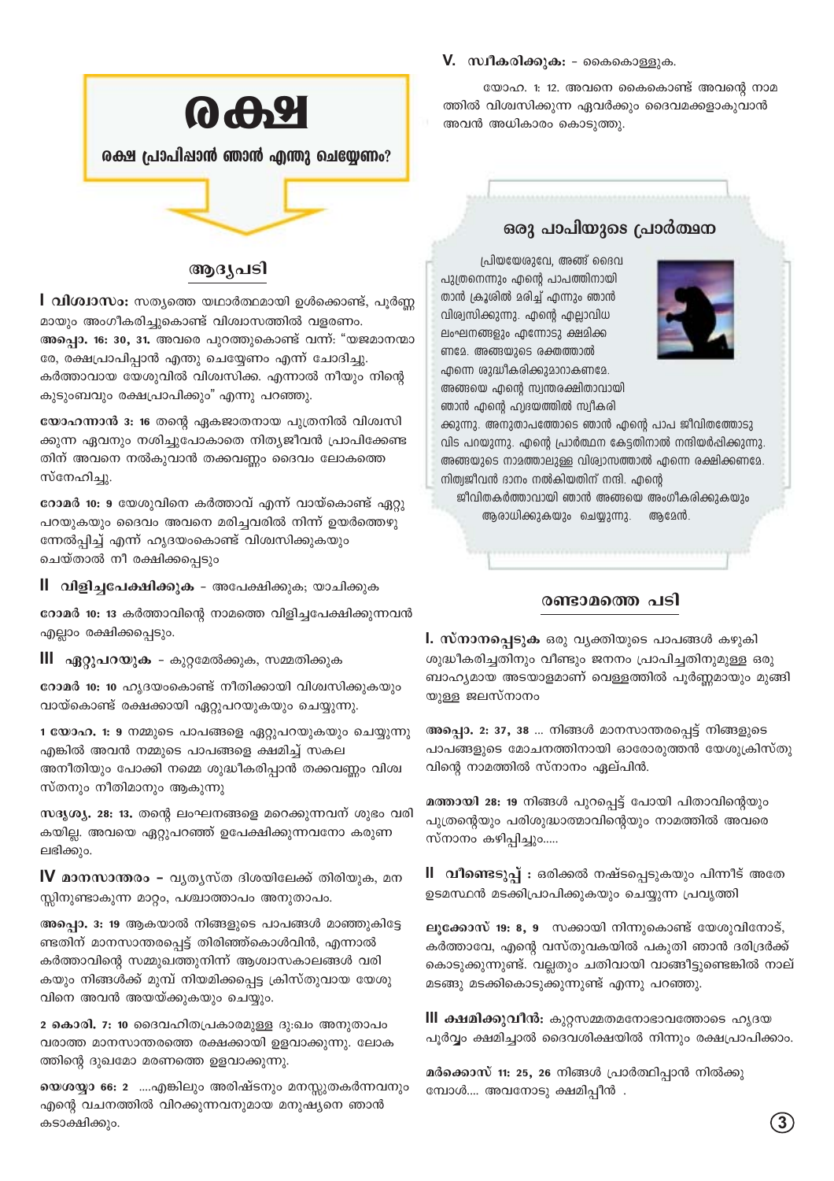# രക്ഷ

**രക്ഷ പ്രാപിപ്പാൻ ഞാൻ എന്തു ചെയ്യേണം?**

## ആദ്യപടി

**I വിശ്വാസം:** സത്യത്തെ യഥാർത്ഥമായി ഉൾക്കൊണ്ട്, പൂർണ്ണമായും അംഗീകരിച്ചുകൊണ്ട് വിശ്വാസത്തിൽ വളരണം.

**അപ്പൊ. 16: 30, 31.** അവരെ പുറത്തുകൊണ്ട് വന്ന്: "യജമാനന്മാരേ, രക്ഷപ്രാപിപ്പാൻ എന്തു ചെയ്യേണം" എന്ന് ചോദിച്ചു. കർത്താവായ യേശുവിൽ വിശ്വസിക്ക. എന്നാൽ നീയും നിന്റെ കുടുംബവും രക്ഷപ്രാപിക്കും" എന്നു പറഞ്ഞു.

**യോഹന്നാൻ 3: 16** തന്റെ ഏകജാതനായ പുത്രനിൽ വിശ്വസിക്കുന്ന ഏവനും നശിച്ചുപോകാതെ നിത്യജീവൻ പ്രാപിക്കേണ്ടതിന് അവനെ നൽകുവാൻ തക്കവണ്ണം ദൈവം ലോകത്തെ സ്നേഹിച്ചു.

**റോമർ 10: 9** യേശുവിനെ കർത്താവ് എന്ന് വായ്കൊണ്ട് ഏറ്റുപറയുകയും ദൈവം അവനെ മരിച്ചവരിൽ നിന്ന് ഉയർത്തെഴുന്നേൽപ്പിച്ചു എന്ന് ഹൃദയംകൊണ്ട് വിശ്വസിക്കുകയും ചെയ്താൽ നീ രക്ഷിക്കപ്പെടും

**II വിളിച്ചപേക്ഷിക്കുക** - അപേക്ഷിക്കുക; യാചിക്കുക

**റോമർ 10: 13** കർത്താവിന്റെ നാമത്തെ വിളിച്ചപേക്ഷിക്കുന്നവൻ എല്ലാം രക്ഷിക്കപ്പെടും.

**III ഏറ്റുപറയുക** - കുറ്റമേൽക്കുക, സമ്മതിക്കുക

**റോമർ 10: 10** ഹൃദയംകൊണ്ട് നീതിക്കായി വിശ്വസിക്കുകയും വായ്കൊണ്ട് രക്ഷക്കായി ഏറ്റുപറയുകയും ചെയ്യുന്നു.

**1 യോഹ. 1: 9** നമ്മുടെ പാപങ്ങളെ ഏറ്റുപറയുകയും ചെയ്യുന്നു എങ്കിൽ അവൻ നമ്മുടെ പാപങ്ങളെ ക്ഷമിച്ച് സകല അനീതിയും പോക്കി നമ്മെ ശുദ്ധീകരിപ്പാൻ തക്കവണ്ണം വിശ്വസ്തനും നീതിമാനും ആകുന്നു

**സദൃശ്യ. 28: 13.** തന്റെ ലംഘനങ്ങളെ മറെക്കുന്നവന് ശുഭം വരികയില്ല. അവയെ ഏറ്റുപറഞ്ഞ് ഉപേക്ഷിക്കുന്നവനോ കരുണ ലഭിക്കും.

**IV മാനസാന്തരം** – വ്യത്യസ്ത ദിശയിലേക്ക് തിരിയുക, മനസ്സിനുണ്ടാകുന്ന മാറ്റം, പശ്ചാത്താപം അനുതാപം.

**അപ്പൊ. 3: 19** ആകയാൽ നിങ്ങളുടെ പാപങ്ങൾ മാഞ്ഞുകിട്ടേണ്ടതിന് മാനസാന്തരപ്പെട്ട് തിരിഞ്ഞ്കൊൾവിൻ, എന്നാൽ കർത്താവിന്റെ സമ്മുഖത്തുനിന്ന് ആശ്വാസകാലങ്ങൾ വരികയും നിങ്ങൾക്ക് മുമ്പ് നിയമിക്കപ്പെട്ട ക്രിസ്തുവായ യേശുവിനെ അവൻ അയയ്ക്കുകയും ചെയ്യും.

**2 കൊരി. 7: 10** ദൈവഹിതപ്രകാരമുള്ള ദു:ഖം അനുതാപം വരാത്ത മാനസാന്തരത്തെ രക്ഷക്കായി ഉളവാക്കുന്നു. ലോകത്തിന്റെ ദുഖമോ മരണത്തെ ഉളവാക്കുന്നു.

**യെശയ്യാ 66: 2** ....എങ്കിലും അരിഷ്ടനും മനസ്സുതകർന്നവനും എന്റെ വചനത്തിൽ വിറക്കുന്നവനുമായ മനുഷ്യനെ ഞാൻ കടാക്ഷിക്കും.

**V. സ്വീകരിക്കുക:** - കൈകൊള്ളുക.

യോഹ. 1: 12. അവനെ കൈകൊണ്ട് അവന്റെ നാമത്തിൽ വിശ്വസിക്കുന്ന ഏവർക്കും ദൈവമക്കളാകുവാൻ അവൻ അധികാരം കൊടുത്തു.

### ഒരു പാപിയുടെ പ്രാർത്ഥന

പ്രിയയേശുവേ, അങ്ങ് ദൈവപുത്രനെന്നും എന്റെ പാപത്തിനായി താൻ ക്രൂശിൽ മരിച്ച് എന്നും ഞാൻ വിശ്വസിക്കുന്നു. എന്റെ എല്ലാവിധ ലംഘനങ്ങളും എന്നോടു ക്ഷമിക്കണമേ. അങ്ങയുടെ രക്തത്താൽ എന്നെ ശുദ്ധീകരിക്കുമാറാകണമേ. അങ്ങയെ എന്റെ സ്വന്തരക്ഷിതാവായി ഞാൻ എന്റെ ഹൃദയത്തിൽ സ്വീകരിക്കുന്നു. അനുതാപത്തോടെ ഞാൻ എന്റെ പാപ ജീവിതത്തോടു വിട പറയുന്നു. എന്റെ പ്രാർത്ഥന കേട്ടതിനാൽ നന്ദിയർപ്പിക്കുന്നു. അങ്ങയുടെ നാമത്താലുള്ള വിശ്വാസത്താൽ എന്നെ രക്ഷിക്കണമേ. നിത്യജീവൻ ദാനം നൽകിയതിന് നന്ദി. എന്റെ ജീവിതകർത്താവായി ഞാൻ അങ്ങയെ അംഗീകരിക്കുകയും ആരാധിക്കുകയും ചെയ്യുന്നു. ആമേൻ.

## രണ്ടാമത്തെ പടി

**I. സ്നാനപ്പെടുക** ഒരു വ്യക്തിയുടെ പാപങ്ങൾ കഴുകി ശുദ്ധീകരിച്ചതിനും വീണ്ടും ജനനം പ്രാപിച്ചതിനുമുള്ള ഒരു ബാഹ്യമായ അടയാളമാണ് വെള്ളത്തിൽ പൂർണ്ണമായും മുങ്ങിയുള്ള ജലസ്നാനം

**അപ്പൊ. 2: 37, 38** ... നിങ്ങൾ മാനസാന്തരപ്പെട്ട് നിങ്ങളുടെ പാപങ്ങളുടെ മോചനത്തിനായി ഓരോരുത്തൻ യേശുക്രിസ്തുവിന്റെ നാമത്തിൽ സ്നാനം ഏല്പിൻ.

**മത്തായി 28: 19** നിങ്ങൾ പുറപ്പെട്ട് പോയി പിതാവിന്റെയും പുത്രന്റെയും പരിശുദ്ധാത്മാവിന്റെയും നാമത്തിൽ അവരെ സ്നാനം കഴിപ്പിച്ചും.....

**II വീണ്ടെടുപ്പ് :** ഒരിക്കൽ നഷ്ടപ്പെടുകയും പിന്നീട് അതേ ഉടമസ്ഥൻ മടക്കിപ്രാപിക്കുകയും ചെയ്യുന്ന പ്രവൃത്തി

**ലൂക്കോസ് 19: 8, 9** സക്കായി നിന്നുകൊണ്ട് യേശുവിനോട്, കർത്താവേ, എന്റെ വസ്തുവകയിൽ പകുതി ഞാൻ ദരിദ്രർക്ക് കൊടുക്കുന്നുണ്ട്. വല്ലതും ചതിവായി വാങ്ങീട്ടുണ്ടെങ്കിൽ നാല് മടങ്ങു മടക്കികൊടുക്കുന്നുണ്ട് എന്നു പറഞ്ഞു.

**III ക്ഷമിക്കുവീൻ:** കുറ്റസമ്മതമനോഭാവത്തോടെ ഹൃദയപൂർവ്വം ക്ഷമിച്ചാൽ ദൈവശിക്ഷയിൽ നിന്നും രക്ഷപ്രാപിക്കാം.

**മർക്കൊസ് 11: 25, 26** നിങ്ങൾ പ്രാർത്ഥിപ്പാൻ നിൽക്കുമ്പോൾ.... അവനോടു ക്ഷമിപ്പീൻ .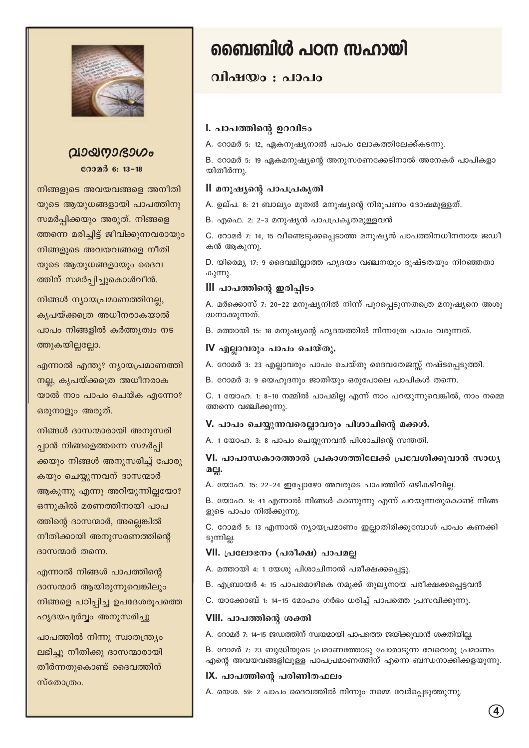# ബൈബിൾ പഠന സഹായി

## വിഷയം : പാപം

### I. പാപത്തിന്റെ ഉറവിടം

A. റോമർ 5: 12, ഏകമനുഷ്യനാൽ പാപം ലോകത്തിലേക്ക്കടന്നു.

B. റോമർ 5: 19 ഏകമനുഷ്യന്റെ അനുസരണക്കേടിനാൽ അനേകർ പാപികളായിതീർന്നു.

### II മനുഷ്യന്റെ പാപപ്രകൃതി

A. ഉല്പ. 8: 21 ബാല്യം മുതൽ മനുഷ്യന്റെ നിരൂപണം ദോഷമുള്ളത്.

B. എഫെ. 2: 2-3 മനുഷ്യൻ പാപപ്രകൃതമുള്ളവൻ

C. റോമർ 7: 14, 15 വീണ്ടെടുക്കപ്പെടാത്ത മനുഷ്യൻ പാപത്തിനധീനനായ ജഡീകൻ ആകുന്നു.

D. യിരെമ്യ 17: 9 ദൈവമില്ലാത്ത ഹൃദയം വഞ്ചനയും ദുഷ്ടതയും നിറഞ്ഞതാകുന്നു.

### III പാപത്തിന്റെ ഇരിപ്പിടം

A. മർക്കൊസ് 7: 20-22 മനുഷ്യനിൽ നിന്ന് പുറപ്പെടുന്നതത്രെ മനുഷ്യനെ അശുദ്ധനാക്കുന്നത്.

B. മത്തായി 15: 18 മനുഷ്യന്റെ ഹൃദയത്തിൽ നിന്നത്രേ പാപം വരുന്നത്.

### IV എല്ലാവരും പാപം ചെയ്തു.

A. റോമർ 3: 23 എല്ലാവരും പാപം ചെയ്തു ദൈവതേജസ്സ് നഷ്ടപ്പെടുത്തി.

B. റോമർ 3: 9 യെഹൂദനും ജാതിയും ഒരുപോലെ പാപികൾ തന്നെ.

C. 1 യോഹ. 1: 8-10 നമ്മിൽ പാപമില്ല എന്ന് നാം പറയുന്നുവെങ്കിൽ, നാം നമ്മെത്തന്നെ വഞ്ചിക്കുന്നു.

### V. പാപം ചെയ്യുന്നവരെല്ലാവരും പിശാചിന്റെ മക്കൾ.

A. 1 യോഹ. 3: 8 പാപം ചെയ്യുന്നവൻ പിശാചിന്റെ സന്തതി.

### VI. പാപാന്ധകാരത്താൽ പ്രകാശത്തിലേക്ക് പ്രവേശിക്കുവാൻ സാധ്യമല്ല.

A. യോഹ. 15: 22-24 ഇപ്പോഴോ അവരുടെ പാപത്തിന് ഒഴികഴിവില്ല.

B. യോഹ. 9: 41 എന്നാൽ നിങ്ങൾ കാണുന്നു എന്ന് പറയുന്നതുകൊണ്ട് നിങ്ങളുടെ പാപം നിൽക്കുന്നു.

C. റോമർ 5: 13 എന്നാൽ ന്യായപ്രമാണം ഇല്ലാതിരിക്കുമ്പോൾ പാപം കണക്കിടുന്നില്ല.

### VII. പ്രലോഭനം (പരീക്ഷ) പാപമല്ല

A. മത്തായി 4: 1 യേശു പിശാചിനാൽ പരീക്ഷക്കപ്പെട്ടു.

B. എബ്രായർ 4: 15 പാപമൊഴികെ നമുക്ക് തുല്യനായ പരീക്ഷക്കപ്പെട്ടവൻ

C. യാക്കോബ് 1: 14-15 മോഹം ഗർഭം ധരിച്ച് പാപത്തെ പ്രസവിക്കുന്നു.

### VIII. പാപത്തിന്റെ ശക്തി

A. റോമർ 7: 14-15 ജഡത്തിന് സ്വയമായി പാപത്തെ ജയിക്കുവാൻ ശക്തിയില്ല.

B. റോമർ 7: 23 ബുദ്ധിയുടെ പ്രമാണത്തോടു പോരാടുന്ന വേറൊരു പ്രമാണം എന്റെ അവയവങ്ങളിലുള്ള പാപപ്രമാണത്തിന് എന്നെ ബന്ധനാക്കിക്കളയുന്നു.

### IX. പാപത്തിന്റെ പരിണിതഫലം

A. യെശ. 59: 2 പാപം ദൈവത്തിൽ നിന്നും നമ്മെ വേർപ്പെടുത്തുന്നു.

---

## വായനാഭാഗം

**റോമർ 6: 13-18**

നിങ്ങളുടെ അവയവങ്ങളെ അനീതിയുടെ ആയുധങ്ങളായി പാപത്തിനു സമർപ്പിക്കയും അരുത്. നിങ്ങളെത്തന്നെ മരിച്ചിട്ട് ജീവിക്കുന്നവരായും നിങ്ങളുടെ അവയവങ്ങളെ നീതിയുടെ ആയുധങ്ങളായും ദൈവത്തിന് സമർപ്പിച്ചുകൊൾവീൻ.

നിങ്ങൾ ന്യായപ്രമാണത്തിനല്ല, കൃപയ്ക്കത്രെ അധീനരാകയാൽ പാപം നിങ്ങളിൽ കർത്തൃത്വം നടത്തുകയില്ലല്ലോ.

എന്നാൽ എന്തു? ന്യായപ്രമാണത്തിനല്ല, കൃപയ്ക്കത്രെ അധീനരാകയാൽ നാം പാപം ചെയ്ക എന്നോ? ഒരുനാളും അരുത്.

നിങ്ങൾ ദാസന്മാരായി അനുസരിപ്പാൻ നിങ്ങളെത്തന്നെ സമർപ്പിക്കയും നിങ്ങൾ അനുസരിച്ച് പോരുകയും ചെയ്യുന്നവന് ദാസന്മാർ ആകുന്നു എന്നു അറിയുന്നില്ലയോ? ഒന്നുകിൽ മരണത്തിനായി പാപത്തിന്റെ ദാസന്മാർ, അല്ലെങ്കിൽ നീതിക്കായി അനുസരണത്തിന്റെ ദാസന്മാർ തന്നെ.

എന്നാൽ നിങ്ങൾ പാപത്തിന്റെ ദാസന്മാർ ആയിരുന്നുവെങ്കിലും നിങ്ങളെ പഠിപ്പിച്ച ഉപദേശരൂപത്തെ ഹൃദയപൂർവ്വം അനുസരിച്ചു

പാപത്തിൽ നിന്നു സ്വാതന്ത്ര്യം ലഭിച്ചു നീതിക്കു ദാസന്മാരായി തീർന്നതുകൊണ്ട് ദൈവത്തിന് സ്തോത്രം.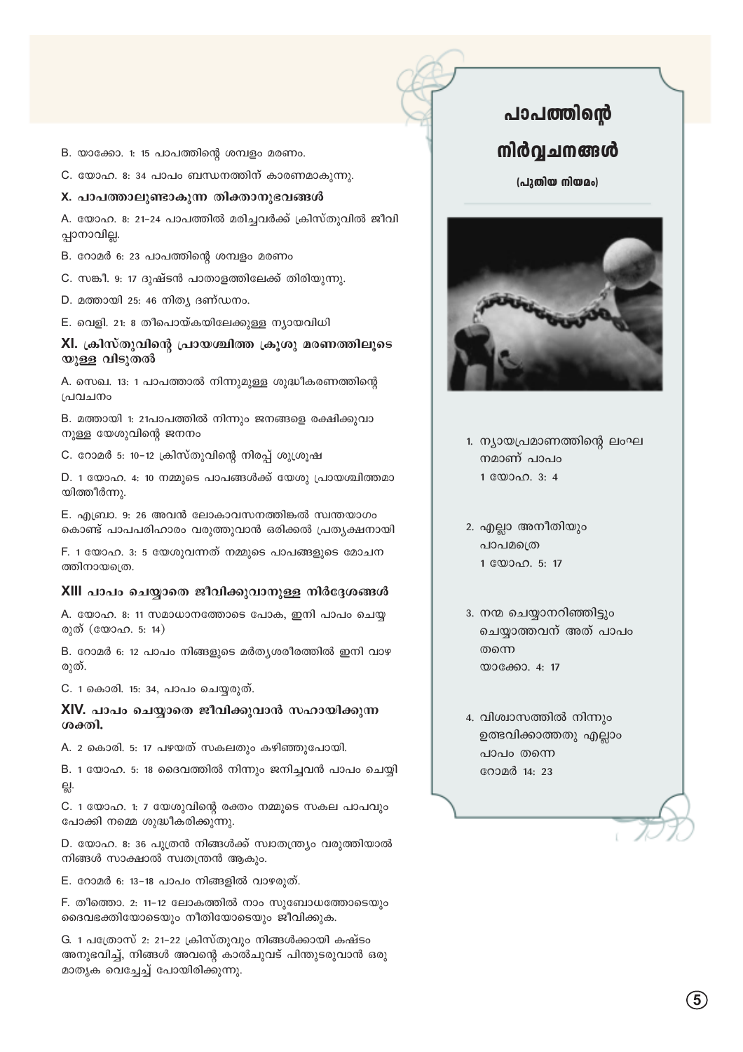B. യാക്കോ. 1: 15 പാപത്തിന്റെ ശമ്പളം മരണം.

C. യോഹ. 8: 34 പാപം ബന്ധനത്തിന് കാരണമാകുന്നു.

### X. പാപത്താലുണ്ടാകുന്ന തിക്താനുഭവങ്ങൾ

A. യോഹ. 8: 21-24 പാപത്തിൽ മരിച്ചവർക്ക് ക്രിസ്തുവിൽ ജീവിപ്പാനാവില്ല.

B. റോമർ 6: 23 പാപത്തിന്റെ ശമ്പളം മരണം

C. സങ്കീ. 9: 17 ദുഷ്ടൻ പാതാളത്തിലേക്ക് തിരിയുന്നു.

D. മത്തായി 25: 46 നിത്യ ദണ്ഡനം.

E. വെളി. 21: 8 തീപൊയ്കയിലേക്കുള്ള ന്യായവിധി

### XI. ക്രിസ്തുവിന്റെ പ്രായശ്ചിത്ത ക്രൂശു മരണത്തിലൂടെയുള്ള വിടുതൽ

A. സെഖ. 13: 1 പാപത്താൽ നിന്നുമുള്ള ശുദ്ധീകരണത്തിന്റെ പ്രവചനം

B. മത്തായി 1: 21പാപത്തിൽ നിന്നും ജനങ്ങളെ രക്ഷിക്കുവാനുള്ള യേശുവിന്റെ ജനനം

C. റോമർ 5: 10-12 ക്രിസ്തുവിന്റെ നിരപ്പ് ശുശ്രൂഷ

D. 1 യോഹ. 4: 10 നമ്മുടെ പാപങ്ങൾക്ക് യേശു പ്രായശ്ചിത്തമായിത്തീർന്നു.

E. എബ്രാ. 9: 26 അവൻ ലോകാവസനത്തിങ്കൽ സ്വന്തയാഗം കൊണ്ട് പാപപരിഹാരം വരുത്തുവാൻ ഒരിക്കൽ പ്രത്യക്ഷനായി

F. 1 യോഹ. 3: 5 യേശുവന്നത് നമ്മുടെ പാപങ്ങളുടെ മോചനത്തിനായത്രെ.

### XIII പാപം ചെയ്യാതെ ജീവിക്കുവാനുള്ള നിർദ്ദേശങ്ങൾ

A. യോഹ. 8: 11 സമാധാനത്തോടെ പോക, ഇനി പാപം ചെയ്യരുത് (യോഹ. 5: 14)

B. റോമർ 6: 12 പാപം നിങ്ങളുടെ മർത്യശരീരത്തിൽ ഇനി വാഴരുത്.

C. 1 കൊരി. 15: 34, പാപം ചെയ്യരുത്.

### XIV. പാപം ചെയ്യാതെ ജീവിക്കുവാൻ സഹായിക്കുന്ന ശക്തി.

A. 2 കൊരി. 5: 17 പഴയത് സകലതും കഴിഞ്ഞുപോയി.

B. 1 യോഹ. 5: 18 ദൈവത്തിൽ നിന്നും ജനിച്ചവൻ പാപം ചെയ്യില്ല.

C. 1 യോഹ. 1: 7 യേശുവിന്റെ രക്തം നമ്മുടെ സകല പാപവും പോക്കി നമ്മെ ശുദ്ധീകരിക്കുന്നു.

D. യോഹ. 8: 36 പുത്രൻ നിങ്ങൾക്ക് സ്വാതന്ത്ര്യം വരുത്തിയാൽ നിങ്ങൾ സാക്ഷാൽ സ്വതന്ത്രൻ ആകും.

E. റോമർ 6: 13-18 പാപം നിങ്ങളിൽ വാഴരുത്.

F. തീത്തൊ. 2: 11-12 ലോകത്തിൽ നാം സുബോധത്തോടെയും ദൈവഭക്തിയോടെയും നീതിയോടെയും ജീവിക്കുക.

G. 1 പത്രോസ് 2: 21-22 ക്രിസ്തുവും നിങ്ങൾക്കായി കഷ്ടം അനുഭവിച്ച്, നിങ്ങൾ അവന്റെ കാൽചുവട് പിന്തുടരുവാൻ ഒരു മാതൃക വെച്ചേച്ച് പോയിരിക്കുന്നു.

## പാപത്തിന്റെ നിർവ്വചനങ്ങൾ

**(പുതിയ നിയമം)**

1. ന്യായപ്രമാണത്തിന്റെ ലംഘനമാണ് പാപം
   1 യോഹ. 3: 4

2. എല്ലാ അനീതിയും പാപമത്രെ
   1 യോഹ. 5: 17

3. നന്മ ചെയ്യാനറിഞ്ഞിട്ടും ചെയ്യാത്തവന് അത് പാപം തന്നെ
   യാക്കോ. 4: 17

4. വിശ്വാസത്തിൽ നിന്നും ഉത്ഭവിക്കാത്തതു എല്ലാം പാപം തന്നെ
   റോമർ 14: 23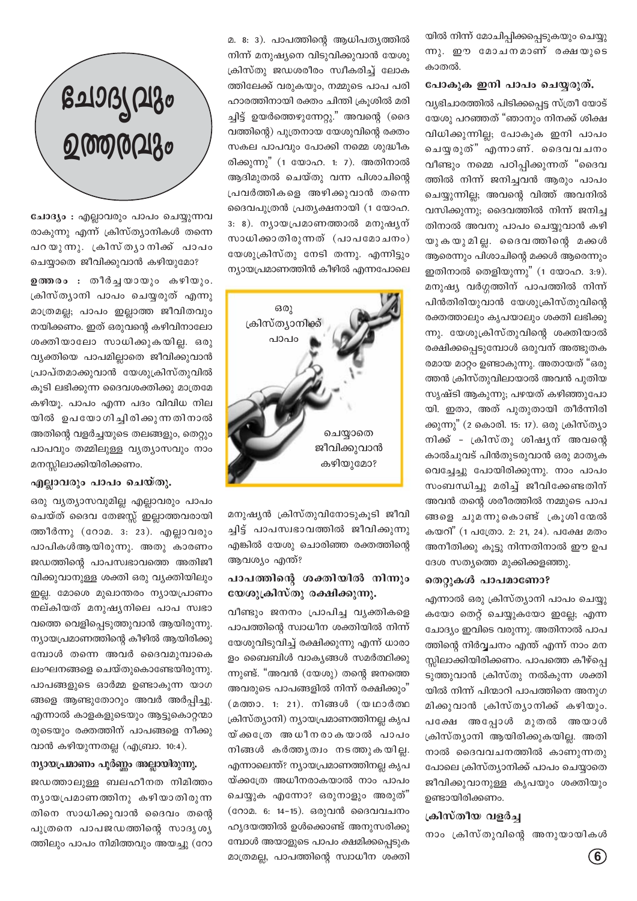# ചോദ്യവും ഉത്തരവും

**ചോദ്യം :** എല്ലാവരും പാപം ചെയ്യുന്നവരാകുന്നു എന്ന് ക്രിസ്ത്യാനികൾ തന്നെ പറയുന്നു. ക്രിസ്ത്യാനിക്ക് പാപം ചെയ്യാതെ ജീവിക്കുവാൻ കഴിയുമോ?

**ഉത്തരം :** തീർച്ചയായും കഴിയും. ക്രിസ്ത്യാനി പാപം ചെയ്യരുത് എന്നു മാത്രമല്ല; പാപം ഇല്ലാത്ത ജീവിതവും നയിക്കണം. ഇത് ഒരുവന്റെ കഴിവിനാലോ ശക്തിയാലോ സാധിക്കുകയില്ല. ഒരു വ്യക്തിയെ പാപമില്ലാതെ ജീവിക്കുവാൻ പ്രാപ്തമാക്കുവാൻ യേശുക്രിസ്തുവിൽ കൂടി ലഭിക്കുന്ന ദൈവശക്തിക്കു മാത്രമേ കഴിയൂ. പാപം എന്ന പദം വിവിധ നിലയിൽ ഉപയോഗിച്ചിരിക്കുന്നതിനാൽ അതിന്റെ വളർച്ചയുടെ തലങ്ങളും, തെറ്റും പാപവും തമ്മിലുള്ള വ്യത്യാസവും നാം മനസ്സിലാക്കിയിരിക്കണം.

## എല്ലാവരും പാപം ചെയ്തു.

ഒരു വ്യത്യാസവുമില്ല എല്ലാവരും പാപം ചെയ്ത് ദൈവ തേജസ്സ് ഇല്ലാത്തവരായി ത്തീർന്നു (റോമ. 3: 23). എല്ലാവരും പാപികൾആയിരുന്നു. അതു കാരണം ജഡത്തിന്റെ പാപസ്വഭാവത്തെ അതിജീവിക്കുവാനുള്ള ശക്തി ഒരു വ്യക്തിയിലും ഇല്ല. മോശെ മുഖാന്തരം ന്യായപ്രമാണം നല്കിയത് മനുഷ്യനിലെ പാപ സ്വഭാവത്തെ വെളിപ്പെടുത്തുവാൻ ആയിരുന്നു. ന്യായപ്രമാണത്തിന്റെ കീഴിൽ ആയിരിക്കുമ്പോൾ തന്നെ അവർ ദൈവമുമ്പാകെ ലംഘനങ്ങളെ ചെയ്തുകൊണ്ടേയിരുന്നു. പാപങ്ങളുടെ ഓർമ്മ ഉണ്ടാകുന്ന യാഗങ്ങളെ ആണ്ടുതോറും അവർ അർപ്പിച്ചു. എന്നാൽ കാളകളുടെയും ആട്ടുകൊറ്റന്മാരുടെയും രക്തത്തിന് പാപങ്ങളെ നീക്കുവാൻ കഴിയുന്നതല്ല (എബ്രാ. 10:4).

## ന്യായപ്രമാണം പൂർണ്ണം അല്ലായിരുന്നു.

ജഡത്താലുള്ള ബലഹീനത നിമിത്തം ന്യായപ്രമാണത്തിനു കഴിയാതിരുന്നതിനെ സാധിക്കുവാൻ ദൈവം തന്റെ പുത്രനെ പാപജഡത്തിന്റെ സാദൃശ്യത്തിലും പാപം നിമിത്തവും അയച്ചു (റോമ. 8: 3). പാപത്തിന്റെ ആധിപത്യത്തിൽ നിന്ന് മനുഷ്യനെ വിടുവിക്കുവാൻ യേശുക്രിസ്തു ജഡശരീരം സ്വീകരിച്ച് ലോകത്തിലേക്ക് വരുകയും, നമ്മുടെ പാപ പരിഹാരത്തിനായി രക്തം ചിന്തി ക്രൂശിൽ മരിച്ചിട്ട് ഉയർത്തെഴുന്നേറ്റു." അവന്റെ (ദൈവത്തിന്റെ) പുത്രനായ യേശുവിന്റെ രക്തം സകല പാപവും പോക്കി നമ്മെ ശുദ്ധീകരിക്കുന്നു" (1 യോഹ. 1: 7). അതിനാൽ ആദിമുതൽ ചെയ്തു വന്ന പിശാചിന്റെ പ്രവർത്തികളെ അഴിക്കുവാൻ തന്നെ ദൈവപുത്രൻ പ്രത്യക്ഷനായി (1 യോഹ. 3: 8). ന്യായപ്രമാണത്താൽ മനുഷ്യന് സാധിക്കാതിരുന്നത് (പാപമോചനം) യേശുക്രിസ്തു നേടി തന്നു. എന്നിട്ടും ന്യായപ്രമാണത്തിൻ കീഴിൽ എന്നപോലെ മനുഷ്യൻ ക്രിസ്തുവിനോടുകൂടി ജീവിച്ചിട്ട് പാപസ്വഭാവത്തിൽ ജീവിക്കുന്നു എങ്കിൽ യേശു ചൊരിഞ്ഞ രക്തത്തിന്റെ ആവശ്യം എന്ത്?

## പാപത്തിന്റെ ശക്തിയിൽ നിന്നും യേശുക്രിസ്തു രക്ഷിക്കുന്നു.

വീണ്ടും ജനനം പ്രാപിച്ച വ്യക്തികളെ പാപത്തിന്റെ സ്വാധീന ശക്തിയിൽ നിന്ന് യേശുവിടുവിച്ച് രക്ഷിക്കുന്നു എന്ന് ധാരാളം ബൈബിൾ വാക്യങ്ങൾ സമർത്ഥിക്കുന്നുണ്ട്. "അവൻ (യേശു) തന്റെ ജനത്തെ അവരുടെ പാപങ്ങളിൽ നിന്ന് രക്ഷിക്കും" (മത്താ. 1: 21). നിങ്ങൾ (യഥാർത്ഥ ക്രിസ്ത്യാനി) ന്യായപ്രമാണത്തിനല്ല കൃപയ്ക്കത്രേ അധീനരാകയാൽ പാപം നിങ്ങളിൽ കർത്തൃത്വം നടത്തുകയില്ല. എന്നാലെന്ത്? ന്യായപ്രമാണത്തിനല്ല കൃപയ്ക്കത്രേ അധീനരാകയാൽ നാം പാപം ചെയ്യുക എന്നോ? ഒരുനാളും അരുത്" (റോമ. 6: 14-15). ഒരുവൻ ദൈവവചനം ഹൃദയത്തിൽ ഉൾക്കൊണ്ട് അനുസരിക്കുമ്പോൾ അയാളുടെ പാപം ക്ഷമിക്കപ്പെടുക മാത്രമല്ല, പാപത്തിന്റെ സ്വാധീന ശക്തിയിൽ നിന്ന് മോചിപ്പിക്കപ്പെടുകയും ചെയ്യുന്നു. ഈ മോചനമാണ് രക്ഷയുടെ കാതൽ.

## പോകുക ഇനി പാപം ചെയ്യരുത്.

വ്യഭിചാരത്തിൽ പിടിക്കപ്പെട്ട സ്ത്രീ യോട് യേശു പറഞ്ഞത് "ഞാനും നിനക്ക് ശിക്ഷ വിധിക്കുന്നില്ല; പോകുക ഇനി പാപം ചെയ്യരുത്" എന്നാണ്. ദൈവവചനം വീണ്ടും നമ്മെ പഠിപ്പിക്കുന്നത് "ദൈവത്തിൽ നിന്ന് ജനിച്ചവൻ ആരും പാപം ചെയ്യുന്നില്ല; അവന്റെ വിത്ത് അവനിൽ വസിക്കുന്നു; ദൈവത്തിൽ നിന്ന് ജനിച്ചതിനാൽ അവനു പാപം ചെയ്യുവാൻ കഴിയുകയുമില്ല. ദൈവത്തിന്റെ മക്കൾ ആരെന്നും പിശാചിന്റെ മക്കൾ ആരെന്നും ഇതിനാൽ തെളിയുന്നു" (1 യോഹ. 3:9). മനുഷ്യ വർഗ്ഗത്തിന് പാപത്തിൽ നിന്ന് പിൻതിരിയുവാൻ യേശുക്രിസ്തുവിന്റെ രക്തത്താലും കൃപയാലും ശക്തി ലഭിക്കുന്നു. യേശുക്രിസ്തുവിന്റെ ശക്തിയാൽ രക്ഷിക്കപ്പെടുമ്പോൾ ഒരുവന് അത്ഭുതകരമായ മാറ്റം ഉണ്ടാകുന്നു. അതായത് "ഒരുത്തൻ ക്രിസ്തുവിലായാൽ അവൻ പുതിയ സൃഷ്ടി ആകുന്നു; പഴയത് കഴിഞ്ഞുപോയി. ഇതാ, അത് പുതുതായി തീർന്നിരിക്കുന്നു" (2 കൊരി. 15: 17). ഒരു ക്രിസ്ത്യാനിക്ക് - ക്രിസ്തു ശിഷ്യന് അവന്റെ കാൽചുവട് പിൻതുടരുവാൻ ഒരു മാതൃക വെച്ചേച്ചു പോയിരിക്കുന്നു. നാം പാപം സംബന്ധിച്ചു മരിച്ച് ജീവിക്കേണ്ടതിന് അവൻ തന്റെ ശരീരത്തിൽ നമ്മുടെ പാപങ്ങളെ ചുമന്നുകൊണ്ട് ക്രൂശിന്മേൽ കയറി" (1 പത്രോ. 2: 21, 24). പക്ഷേ മതം അനീതിക്കു കൂട്ടു നിന്നതിനാൽ ഈ ഉപദേശ സത്യത്തെ മുക്കിക്കളഞ്ഞു.

## തെറ്റുകൾ പാപമാണോ?

എന്നാൽ ഒരു ക്രിസ്ത്യാനി പാപം ചെയ്യുകയോ തെറ്റ് ചെയ്യുകയോ ഇല്ലേ; എന്ന ചോദ്യം ഇവിടെ വരുന്നു. അതിനാൽ പാപത്തിന്റെ നിർവ്വചനം എന്ത് എന്ന് നാം മനസ്സിലാക്കിയിരിക്കണം. പാപത്തെ കീഴ്പ്പെടുത്തുവാൻ ക്രിസ്തു നൽകുന്ന ശക്തിയിൽ നിന്ന് പിന്മാറി പാപത്തിനെ അനുഗമിക്കുവാൻ ക്രിസ്ത്യാനിക്ക് കഴിയും. പക്ഷേ അപ്പോൾ മുതൽ അയാൾ ക്രിസ്ത്യാനി ആയിരിക്കുകയില്ല. അതിനാൽ ദൈവവചനത്തിൽ കാണുന്നതു പോലെ ക്രിസ്ത്യാനിക്ക് പാപം ചെയ്യാതെ ജീവിക്കുവാനുള്ള കൃപയും ശക്തിയും ഉണ്ടായിരിക്കണം.

## ക്രിസ്തീയ വളർച്ച

നാം ക്രിസ്തുവിന്റെ അനുയായികൾ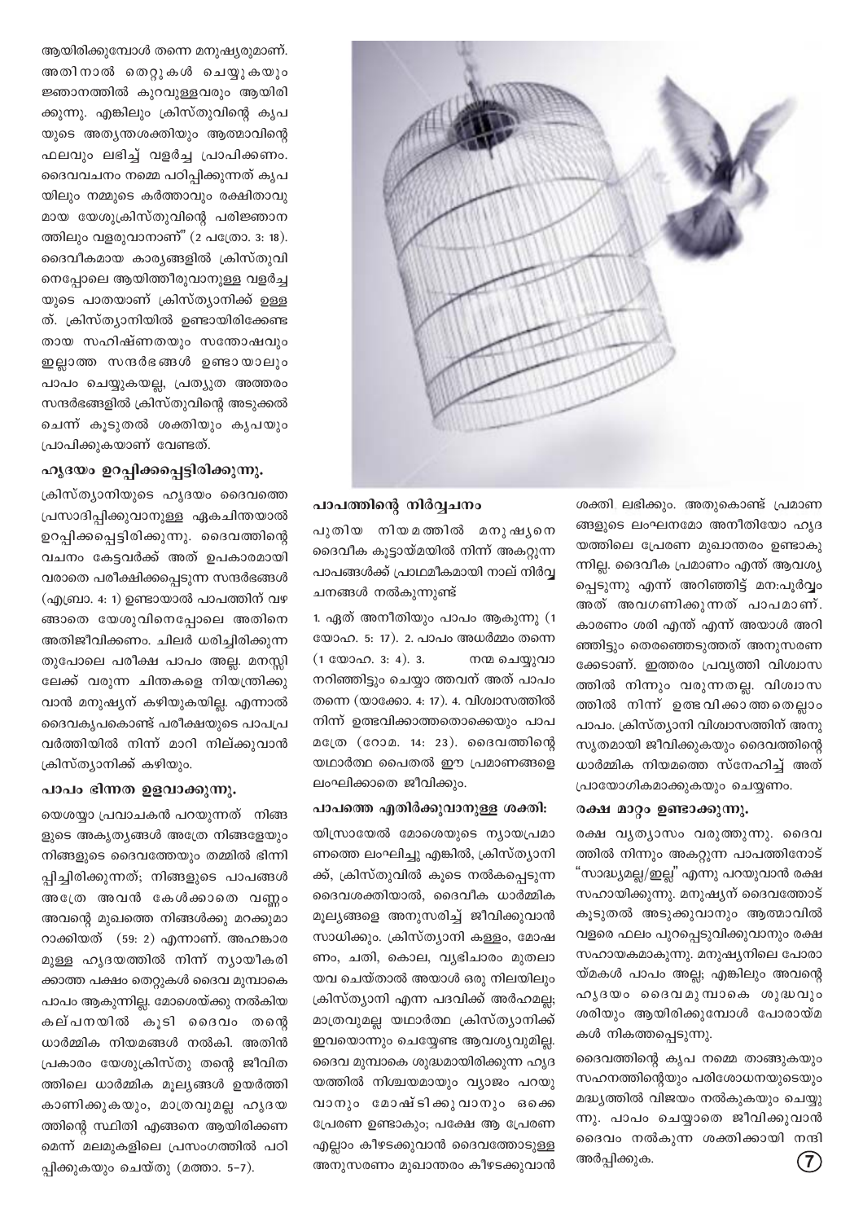ആയിരിക്കുമ്പോൾ തന്നെ മനുഷ്യരുമാണ്. അതിനാൽ തെറ്റുകൾ ചെയ്യുകയും ജ്ഞാനത്തിൽ കുറവുള്ളവരും ആയിരിക്കുന്നു. എങ്കിലും ക്രിസ്തുവിന്റെ കൃപയുടെ അത്യന്തശക്തിയും ആത്മാവിന്റെ ഫലവും ലഭിച്ച് വളർച്ച പ്രാപിക്കണം. ദൈവവചനം നമ്മെ പഠിപ്പിക്കുന്നത് കൃപയിലും നമ്മുടെ കർത്താവും രക്ഷിതാവുമായ യേശുക്രിസ്തുവിന്റെ പരിജ്ഞാനത്തിലും വളരുവാനാണ്" (2 പത്രോ. 3: 18). ദൈവീകമായ കാര്യങ്ങളിൽ ക്രിസ്തുവിനെപ്പോലെ ആയിത്തീരുവാനുള്ള വളർച്ചയുടെ പാതയാണ് ക്രിസ്ത്യാനിക്ക് ഉള്ളത്. ക്രിസ്ത്യാനിയിൽ ഉണ്ടായിരിക്കേണ്ടതായ സഹിഷ്ണതയും സന്തോഷവും ഇല്ലാത്ത സന്ദർഭങ്ങൾ ഉണ്ടായാലും പാപം ചെയ്യുകയല്ല, പ്രത്യുത അത്തരം സന്ദർഭങ്ങളിൽ ക്രിസ്തുവിന്റെ അടുക്കൽ ചെന്ന് കൂടുതൽ ശക്തിയും കൃപയും പ്രാപിക്കുകയാണ് വേണ്ടത്.

### ഹൃദയം ഉറപ്പിക്കപ്പെട്ടിരിക്കുന്നു.

ക്രിസ്ത്യാനിയുടെ ഹൃദയം ദൈവത്തെ പ്രസാദിപ്പിക്കുവാനുള്ള ഏകചിന്തയാൽ ഉറപ്പിക്കപ്പെട്ടിരിക്കുന്നു. ദൈവത്തിന്റെ വചനം കേട്ടവർക്ക് അത് ഉപകാരമായി വരാതെ പരീക്ഷിക്കപ്പെടുന്ന സന്ദർഭങ്ങൾ (എബ്രാ. 4: 1) ഉണ്ടായാൽ പാപത്തിന് വഴങ്ങാതെ യേശുവിനെപ്പോലെ അതിനെ അതിജീവിക്കണം. ചിലർ ധരിച്ചിരിക്കുന്നതുപോലെ പരീക്ഷ പാപം അല്ല. മനസ്സിലേക്ക് വരുന്ന ചിന്തകളെ നിയന്ത്രിക്കുവാൻ മനുഷ്യന് കഴിയുകയില്ല. എന്നാൽ ദൈവകൃപകൊണ്ട് പരീക്ഷയുടെ പാപപ്രവർത്തിയിൽ നിന്ന് മാറി നില്ക്കുവാൻ ക്രിസ്ത്യാനിക്ക് കഴിയും.

### പാപം ഭിന്നത ഉളവാക്കുന്നു.

യെശയ്യാ പ്രവാചകൻ പറയുന്നത് നിങ്ങളുടെ അകൃത്യങ്ങൾ അത്രേ നിങ്ങളേയും നിങ്ങളുടെ ദൈവത്തേയും തമ്മിൽ ഭിന്നിപ്പിച്ചിരിക്കുന്നത്; നിങ്ങളുടെ പാപങ്ങൾ അത്രേ അവൻ കേൾക്കാതെ വണ്ണം അവന്റെ മുഖത്തെ നിങ്ങൾക്കു മറക്കുമാറാക്കിയത് (59: 2) എന്നാണ്. അഹങ്കാരമുള്ള ഹൃദയത്തിൽ നിന്ന് ന്യായീകരിക്കാത്ത പക്ഷം തെറ്റുകൾ ദൈവ മുമ്പാകെ പാപം ആകുന്നില്ല. മോശെയ്ക്കു നൽകിയ കല്പനയിൽ കൂടി ദൈവം തന്റെ ധാർമ്മിക നിയമങ്ങൾ നൽകി. അതിൻ പ്രകാരം യേശുക്രിസ്തു തന്റെ ജീവിതത്തിലെ ധാർമ്മിക മൂല്യങ്ങൾ ഉയർത്തി കാണിക്കുകയും, മാത്രവുമല്ല ഹൃദയത്തിന്റെ സ്ഥിതി എങ്ങനെ ആയിരിക്കണമെന്ന് മലമുകളിലെ പ്രസംഗത്തിൽ പഠിപ്പിക്കുകയും ചെയ്തു (മത്താ. 5-7).

### പാപത്തിന്റെ നിർവ്വചനം

പുതിയ നിയമത്തിൽ മനുഷ്യനെ ദൈവീക കൂട്ടായ്മയിൽ നിന്ന് അകറ്റുന്ന പാപങ്ങൾക്ക് പ്രാഥമീകമായി നാല് നിർവ്വചനങ്ങൾ നൽകുന്നുണ്ട്

1. ഏത് അനീതിയും പാപം ആകുന്നു (1 യോഹ. 5: 17). 2. പാപം അധർമ്മം തന്നെ (1 യോഹ. 3: 4). 3. നന്മ ചെയ്യുവാനറിഞ്ഞിട്ടും ചെയ്യാ ത്തവന് അത് പാപം തന്നെ (യാക്കോ. 4: 17). 4. വിശ്വാസത്തിൽ നിന്ന് ഉത്ഭവിക്കാത്തതൊക്കെയും പാപമത്രേ (റോമ. 14: 23). ദൈവത്തിന്റെ യഥാർത്ഥ പൈതൽ ഈ പ്രമാണങ്ങളെ ലംഘിക്കാതെ ജീവിക്കും.

### പാപത്തെ എതിർക്കുവാനുള്ള ശക്തി:

യിസ്രായേൽ മോശെയുടെ ന്യായപ്രമാണത്തെ ലംഘിച്ചു എങ്കിൽ, ക്രിസ്ത്യാനിക്ക്, ക്രിസ്തുവിൽ കൂടെ നൽകപ്പെടുന്ന ദൈവശക്തിയാൽ, ദൈവീക ധാർമ്മിക മൂല്യങ്ങളെ അനുസരിച്ച് ജീവിക്കുവാൻ സാധിക്കും. ക്രിസ്ത്യാനി കള്ളം, മോഷണം, ചതി, കൊല, വ്യഭിചാരം മുതലായവ ചെയ്താൽ അയാൾ ഒരു നിലയിലും ക്രിസ്ത്യാനി എന്ന പദവിക്ക് അർഹമല്ല; മാത്രവുമല്ല യഥാർത്ഥ ക്രിസ്ത്യാനിക്ക് ഇവയൊന്നും ചെയ്യേണ്ട ആവശ്യവുമില്ല. ദൈവ മുമ്പാകെ ശുദ്ധമായിരിക്കുന്ന ഹൃദയത്തിൽ നിശ്ചയമായും വ്യാജം പറയുവാനും മോഷ്ടിക്കുവാനും ഒക്കെ പ്രേരണ ഉണ്ടാകും; പക്ഷേ ആ പ്രേരണ എല്ലാം കീഴടക്കുവാൻ ദൈവത്തോടുള്ള അനുസരണം മുഖാന്തരം കീഴടക്കുവാൻ ശക്തി ലഭിക്കും. അതുകൊണ്ട് പ്രമാണങ്ങളുടെ ലംഘനമോ അനീതിയോ ഹൃദയത്തിലെ പ്രേരണ മുഖാന്തരം ഉണ്ടാകുന്നില്ല. ദൈവീക പ്രമാണം എന്ത് ആവശ്യപ്പെടുന്നു എന്ന് അറിഞ്ഞിട്ട് മനഃപൂർവ്വം അത് അവഗണിക്കുന്നത് പാപമാണ്. കാരണം ശരി എന്ത് എന്ന് അയാൾ അറിഞ്ഞിട്ടും തെരഞ്ഞെടുത്തത് അനുസരണക്കേടാണ്. ഇത്തരം പ്രവൃത്തി വിശ്വാസത്തിൽ നിന്നും വരുന്നതല്ല. വിശ്വാസത്തിൽ നിന്ന് ഉത്ഭവിക്കാത്തതെല്ലാം പാപം. ക്രിസ്ത്യാനി വിശ്വാസത്തിന് അനുസൃതമായി ജീവിക്കുകയും ദൈവത്തിന്റെ ധാർമ്മിക നിയമത്തെ സ്നേഹിച്ച് അത് പ്രായോഗികമാക്കുകയും ചെയ്യണം.

### രക്ഷ മാറ്റം ഉണ്ടാക്കുന്നു.

രക്ഷ വ്യത്യാസം വരുത്തുന്നു. ദൈവത്തിൽ നിന്നും അകറ്റുന്ന പാപത്തിനോട് "സാദ്ധ്യമല്ല/ഇല്ല" എന്നു പറയുവാൻ രക്ഷ സഹായിക്കുന്നു. മനുഷ്യന് ദൈവത്തോട് കൂടുതൽ അടുക്കുവാനും ആത്മാവിൽ വളരെ ഫലം പുറപ്പെടുവിക്കുവാനും രക്ഷ സഹായകമാകുന്നു. മനുഷ്യനിലെ പോരായ്മകൾ പാപം അല്ല; എങ്കിലും അവന്റെ ഹൃദയം ദൈവമുമ്പാകെ ശുദ്ധവും ശരിയും ആയിരിക്കുമ്പോൾ പോരായ്മകൾ നികത്തപ്പെടുന്നു.

ദൈവത്തിന്റെ കൃപ നമ്മെ താങ്ങുകയും സഹനത്തിന്റെയും പരിശോധനയുടെയും മദ്ധ്യത്തിൽ വിജയം നൽകുകയും ചെയ്യുന്നു. പാപം ചെയ്യാതെ ജീവിക്കുവാൻ ദൈവം നൽകുന്ന ശക്തിക്കായി നന്ദി അർപ്പിക്കുക.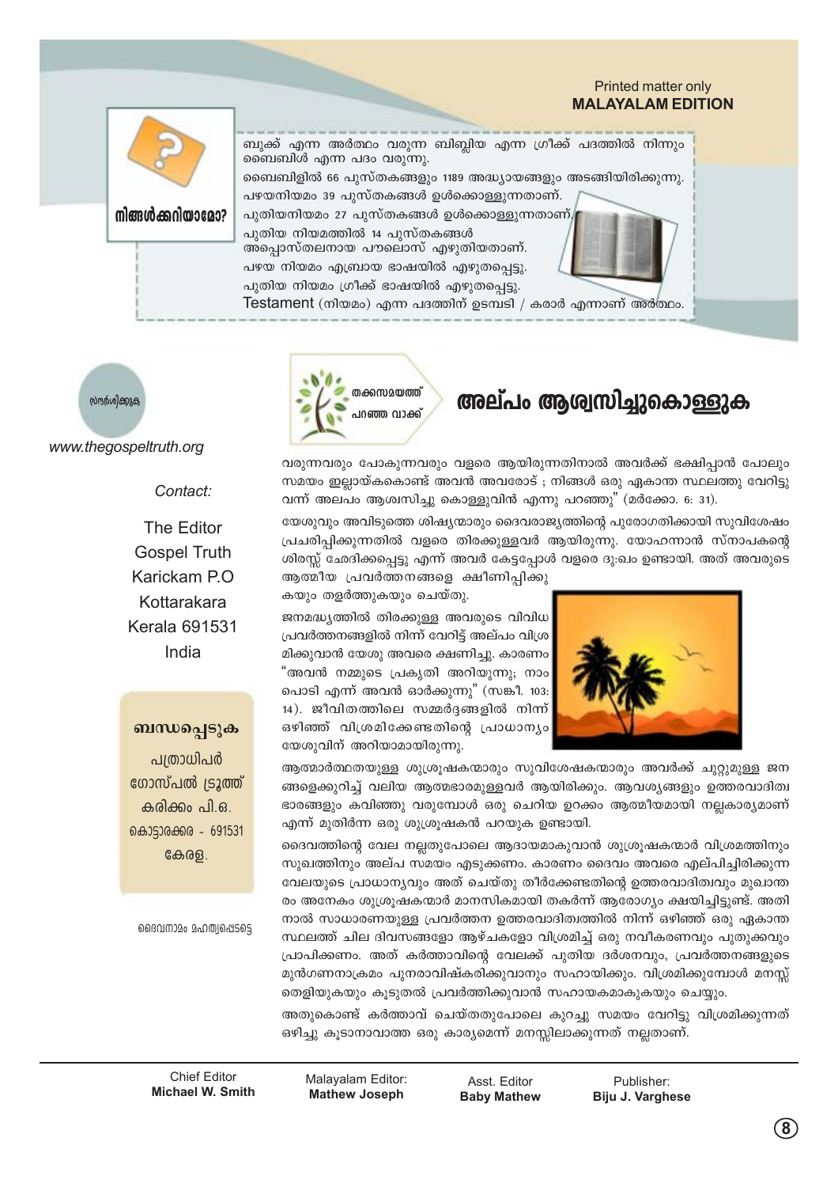Printed matter only
**MALAYALAM EDITION**

### നിങ്ങൾക്കറിയാമോ?

ബുക്ക് എന്ന അർത്ഥം വരുന്ന ബിബ്ലിയ എന്ന ഗ്രീക്ക് പദത്തിൽ നിന്നും ബൈബിൾ എന്ന പദം വരുന്നു.

ബൈബിളിൽ 66 പുസ്തകങ്ങളും 1189 അദ്ധ്യായങ്ങളും അടങ്ങിയിരിക്കുന്നു.

പഴയനിയമം 39 പുസ്തകങ്ങൾ ഉൾക്കൊള്ളുന്നതാണ്.

പുതിയനിയമം 27 പുസ്തകങ്ങൾ ഉൾക്കൊള്ളുന്നതാണ്.

പുതിയ നിയമത്തിൽ 14 പുസ്തകങ്ങൾ അപ്പൊസ്തലനായ പൗലൊസ് എഴുതിയതാണ്.

പഴയ നിയമം എബ്രായ ഭാഷയിൽ എഴുതപ്പെട്ടു.

പുതിയ നിയമം ഗ്രീക്ക് ഭാഷയിൽ എഴുതപ്പെട്ടു.

Testament (നിയമം) എന്ന പദത്തിന് ഉടമ്പടി / കരാർ എന്നാണ് അർത്ഥം.

സന്ദർശിക്കുക

*www.thegospeltruth.org*

*Contact:*

The Editor
Gospel Truth
Karickam P.O
Kottarakara
Kerala 691531
India

**ബന്ധപ്പെടുക**

പത്രാധിപർ
ഗോസ്പൽ ട്രൂത്ത്
കരിക്കം പി.ഒ.
കൊട്ടാരക്കര - 691531
കേരള.

ദൈവനാമം മഹത്വപ്പെടട്ടെ

തക്കസമയത്ത് പറഞ്ഞ വാക്ക്

## അല്പം ആശ്വസിച്ചുകൊള്ളുക

വരുന്നവരും പോകുന്നവരും വളരെ ആയിരുന്നതിനാൽ അവർക്ക് ഭക്ഷിപ്പാൻ പോലും സമയം ഇല്ലായ്കകൊണ്ട് അവൻ അവരോട് ; നിങ്ങൾ ഒരു ഏകാന്ത സ്ഥലത്തു വേറിട്ടു വന്ന് അല്പം ആശ്വസിച്ചു കൊള്ളുവിൻ എന്നു പറഞ്ഞു" (മർക്കോ. 6: 31).

യേശുവും അവിടുത്തെ ശിഷ്യന്മാരും ദൈവരാജ്യത്തിന്റെ പുരോഗതിക്കായി സുവിശേഷം പ്രചരിപ്പിക്കുന്നതിൽ വളരെ തിരക്കുള്ളവർ ആയിരുന്നു. യോഹന്നാൻ സ്നാപകന്റെ ശിരസ്സ് ഛേദിക്കപ്പെട്ടു എന്ന് അവർ കേട്ടപ്പോൾ വളരെ ദുഃഖം ഉണ്ടായി. അത് അവരുടെ ആത്മീയ പ്രവർത്തനങ്ങളെ ക്ഷീണിപ്പിക്കുകയും തളർത്തുകയും ചെയ്തു.

ജനമദ്ധ്യത്തിൽ തിരക്കുള്ള അവരുടെ വിവിധ പ്രവർത്തനങ്ങളിൽ നിന്ന് വേറിട്ട് അല്പം വിശ്രമിക്കുവാൻ യേശു അവരെ ക്ഷണിച്ചു. കാരണം "അവൻ നമ്മുടെ പ്രകൃതി അറിയുന്നു; നാം പൊടി എന്ന് അവൻ ഓർക്കുന്നു" (സങ്കീ. 103: 14). ജീവിതത്തിലെ സമ്മർദ്ദങ്ങളിൽ നിന്ന് ഒഴിഞ്ഞ് വിശ്രമിക്കേണ്ടതിന്റെ പ്രാധാന്യം യേശുവിന് അറിയാമായിരുന്നു.

ആത്മാർത്ഥതയുള്ള ശുശ്രൂഷകന്മാരും സുവിശേഷകന്മാരും അവർക്ക് ചുറ്റുമുള്ള ജനങ്ങളെക്കുറിച്ച് വലിയ ആത്മഭാരമുള്ളവർ ആയിരിക്കും. ആവശ്യങ്ങളും ഉത്തരവാദിത്വഭാരങ്ങളും കവിഞ്ഞു വരുമ്പോൾ ഒരു ചെറിയ ഉറക്കം ആത്മീയമായി നല്ലകാര്യമാണ് എന്ന് മുതിർന്ന ഒരു ശുശ്രൂഷകൻ പറയുക ഉണ്ടായി.

ദൈവത്തിന്റെ വേല നല്ലതുപോലെ ആദായമാകുവാൻ ശുശ്രൂഷകന്മാർ വിശ്രമത്തിനും സുഖത്തിനും അല്പ സമയം എടുക്കണം. കാരണം ദൈവം അവരെ എല്പിച്ചിരിക്കുന്ന വേലയുടെ പ്രാധാന്യവും അത് ചെയ്തു തീർക്കേണ്ടതിന്റെ ഉത്തരവാദിത്വവും മുഖാന്തരം അനേകം ശുശ്രൂഷകന്മാർ മാനസികമായി തകർന്ന് ആരോഗ്യം ക്ഷയിച്ചിട്ടുണ്ട്. അതിനാൽ സാധാരണയുള്ള പ്രവർത്തന ഉത്തരവാദിത്വത്തിൽ നിന്ന് ഒഴിഞ്ഞ് ഒരു ഏകാന്ത സ്ഥലത്ത് ചില ദിവസങ്ങളോ ആഴ്ചകളോ വിശ്രമിച്ച് ഒരു നവീകരണവും പുതുക്കവും പ്രാപിക്കണം. അത് കർത്താവിന്റെ വേലക്ക് പുതിയ ദർശനവും, പ്രവർത്തനങ്ങളുടെ മുൻഗണനാക്രമം പുനരാവിഷ്കരിക്കുവാനും സഹായിക്കും. വിശ്രമിക്കുമ്പോൾ മനസ്സ് തെളിയുകയും കൂടുതൽ പ്രവർത്തിക്കുവാൻ സഹായകമാകുകയും ചെയ്യും.

അതുകൊണ്ട് കർത്താവ് ചെയ്തതുപോലെ കുറച്ചു സമയം വേറിട്ടു വിശ്രമിക്കുന്നത് ഒഴിച്ചു കൂടാനാവാത്ത ഒരു കാര്യമെന്ന് മനസ്സിലാക്കുന്നത് നല്ലതാണ്.

Chief Editor **Michael W. Smith** | Malayalam Editor: **Mathew Joseph** | Asst. Editor **Baby Mathew** | Publisher: **Biju J. Varghese**